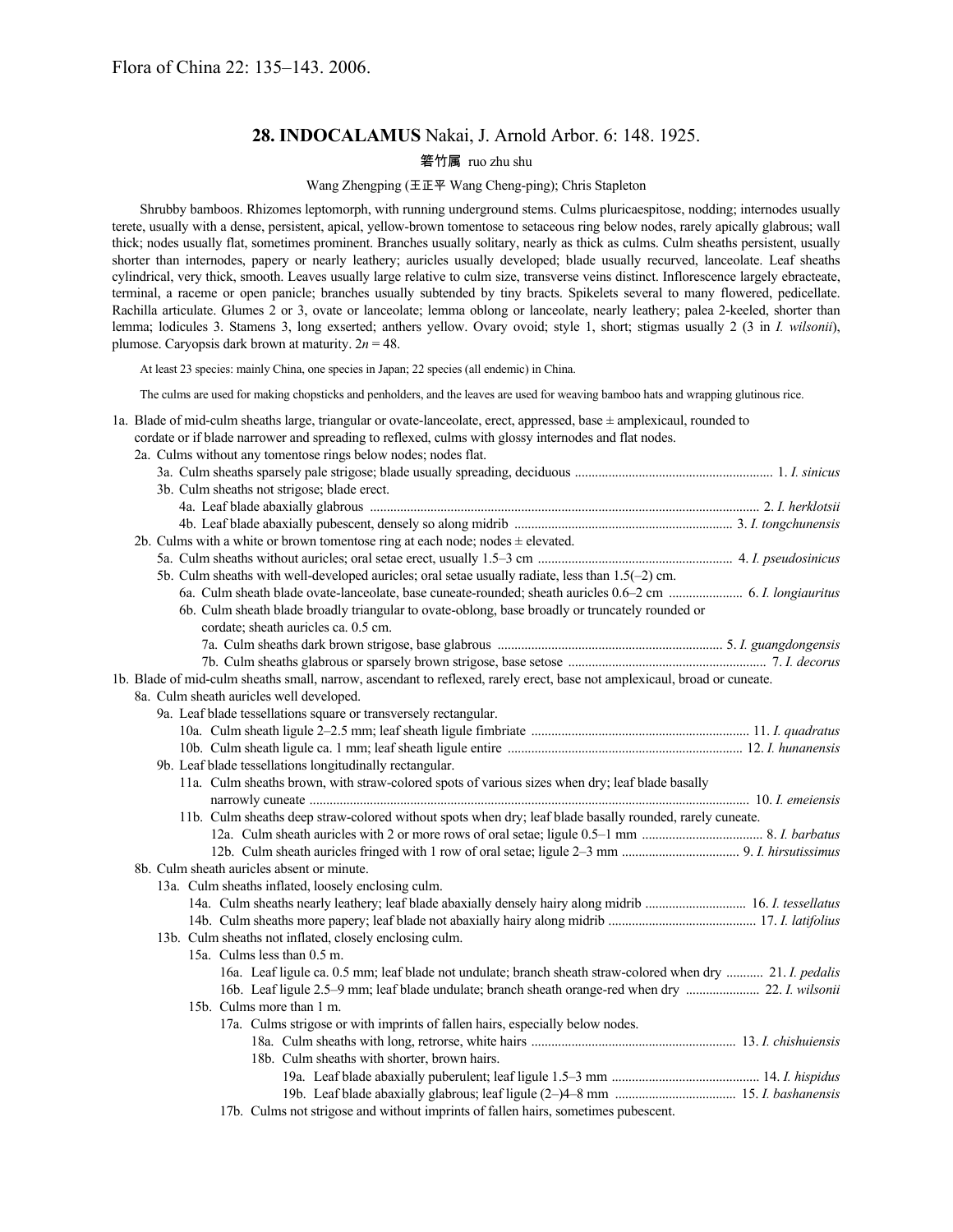Flora of China 22: 135–143. 2006.

# 28. INDOCALAMUS Nakai, J. Arnold Arbor. 6: 148. 1925.

箬竹属 ruo zhu shu

Wang Zhengping (王正平 Wang Cheng-ping); Chris Stapleton

Shrubby bamboos. Rhizomes leptomorph, with running underground stems. Culms pluricaespitose, nodding; internodes usually terete, usually with a dense, persistent, apical, yellow-brown tomentose to setaceous ring below nodes, rarely apically glabrous; wall thick; nodes usually flat, sometimes prominent. Branches usually solitary, nearly as thick as culms. Culm sheaths persistent, usually shorter than internodes, papery or nearly leathery; auricles usually developed; blade usually recurved, lanceolate. Leaf sheaths cylindrical, very thick, smooth. Leaves usually large relative to culm size, transverse veins distinct. Inflorescence largely ebracteate, terminal, a raceme or open panicle; branches usually subtended by tiny bracts. Spikelets several to many flowered, pedicellate. Rachilla articulate. Glumes 2 or 3, ovate or lanceolate; lemma oblong or lanceolate, nearly leathery; palea 2-keeled, shorter than lemma; lodicules 3. Stamens 3, long exserted; anthers yellow. Ovary ovoid; style 1, short; stigmas usually 2 (3 in *I. wilsonii*), plumose. Caryopsis dark brown at maturity. $2n = 48$.

At least 23 species: mainly China, one species in Japan; 22 species (all endemic) in China.

The culms are used for making chopsticks and penholders, and the leaves are used for weaving bamboo hats and wrapping glutinous rice.

1a. Blade of mid-culm sheaths large, triangular or ovate-lanceolate, erect, appressed, base ± amplexicaul, rounded to cordate or if blade narrower and spreading to reflexed, culms with glossy internodes and flat nodes.
- 2a. Culms without any tomentose rings below nodes; nodes flat.
  - 3a. Culm sheaths sparsely pale strigose; blade usually spreading, deciduous .......... 1. *I. sinicus*
  - 3b. Culm sheaths not strigose; blade erect.
    - 4a. Leaf blade abaxially glabrous .......... 2. *I. herklotsii*
    - 4b. Leaf blade abaxially pubescent, densely so along midrib .......... 3. *I. tongchunensis*
- 2b. Culms with a white or brown tomentose ring at each node; nodes ± elevated.
  - 5a. Culm sheaths without auricles; oral setae erect, usually 1.5–3 cm .......... 4. *I. pseudosinicus*
  - 5b. Culm sheaths with well-developed auricles; oral setae usually radiate, less than 1.5(–2) cm.
    - 6a. Culm sheath blade ovate-lanceolate, base cuneate-rounded; sheath auricles 0.6–2 cm .......... 6. *I. longiauritus*
    - 6b. Culm sheath blade broadly triangular to ovate-oblong, base broadly or truncately rounded or cordate; sheath auricles ca. 0.5 cm.
      - 7a. Culm sheaths dark brown strigose, base glabrous .......... 5. *I. guangdongensis*
      - 7b. Culm sheaths glabrous or sparsely brown strigose, base setose .......... 7. *I. decorus*

1b. Blade of mid-culm sheaths small, narrow, ascendant to reflexed, rarely erect, base not amplexicaul, broad or cuneate.
- 8a. Culm sheath auricles well developed.
  - 9a. Leaf blade tessellations square or transversely rectangular.
    - 10a. Culm sheath ligule 2–2.5 mm; leaf sheath ligule fimbriate .......... 11. *I. quadratus*
    - 10b. Culm sheath ligule ca. 1 mm; leaf sheath ligule entire .......... 12. *I. hunanensis*
  - 9b. Leaf blade tessellations longitudinally rectangular.
    - 11a. Culm sheaths brown, with straw-colored spots of various sizes when dry; leaf blade basally narrowly cuneate .......... 10. *I. emeiensis*
    - 11b. Culm sheaths deep straw-colored without spots when dry; leaf blade basally rounded, rarely cuneate.
      - 12a. Culm sheath auricles with 2 or more rows of oral setae; ligule 0.5–1 mm .......... 8. *I. barbatus*
      - 12b. Culm sheath auricles fringed with 1 row of oral setae; ligule 2–3 mm .......... 9. *I. hirsutissimus*
- 8b. Culm sheath auricles absent or minute.
  - 13a. Culm sheaths inflated, loosely enclosing culm.
    - 14a. Culm sheaths nearly leathery; leaf blade abaxially densely hairy along midrib .......... 16. *I. tessellatus*
    - 14b. Culm sheaths more papery; leaf blade not abaxially hairy along midrib .......... 17. *I. latifolius*
  - 13b. Culm sheaths not inflated, closely enclosing culm.
    - 15a. Culms less than 0.5 m.
      - 16a. Leaf ligule ca. 0.5 mm; leaf blade not undulate; branch sheath straw-colored when dry .......... 21. *I. pedalis*
      - 16b. Leaf ligule 2.5–9 mm; leaf blade undulate; branch sheath orange-red when dry .......... 22. *I. wilsonii*
    - 15b. Culms more than 1 m.
      - 17a. Culms strigose or with imprints of fallen hairs, especially below nodes.
        - 18a. Culm sheaths with long, retrorse, white hairs .......... 13. *I. chishuiensis*
        - 18b. Culm sheaths with shorter, brown hairs.
          - 19a. Leaf blade abaxially puberulent; leaf ligule 1.5–3 mm .......... 14. *I. hispidus*
          - 19b. Leaf blade abaxially glabrous; leaf ligule (2–)4–8 mm .......... 15. *I. bashanensis*
      - 17b. Culms not strigose and without imprints of fallen hairs, sometimes pubescent.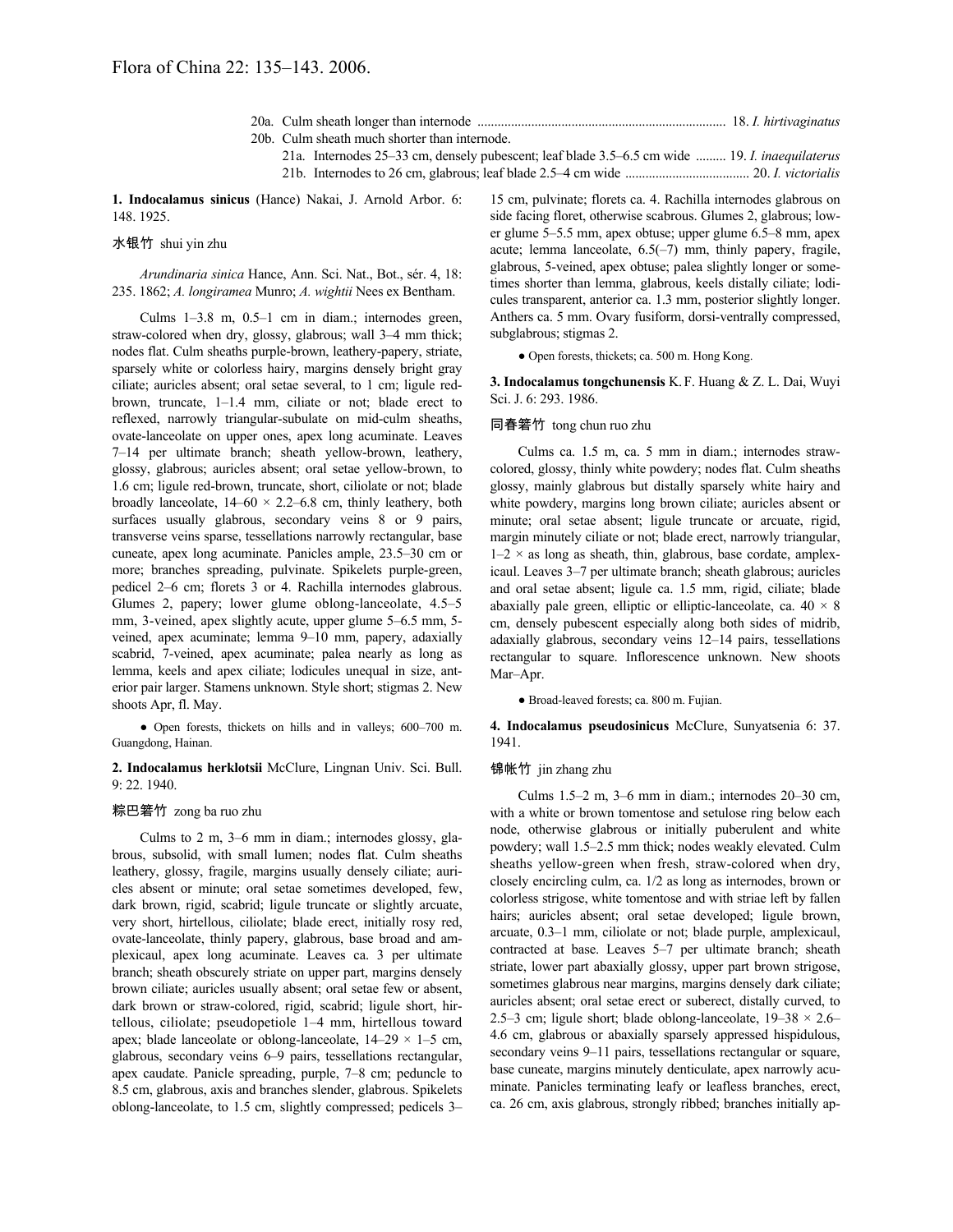20a. Culm sheath longer than internode ........................................................................ 18. *I. hirtivaginatus*

20b. Culm sheath much shorter than internode.

21a. Internodes 25–33 cm, densely pubescent; leaf blade 3.5–6.5 cm wide ......... 19. *I. inaequilaterus*

21b. Internodes to 26 cm, glabrous; leaf blade 2.5–4 cm wide .................................... 20. *I. victorialis*

**1. Indocalamus sinicus** (Hance) Nakai, J. Arnold Arbor. 6: 148. 1925.

水银竹 shui yin zhu

*Arundinaria sinica* Hance, Ann. Sci. Nat., Bot., sér. 4, 18: 235. 1862; *A. longiramea* Munro; *A. wightii* Nees ex Bentham.

Culms 1–3.8 m, 0.5–1 cm in diam.; internodes green, straw-colored when dry, glossy, glabrous; wall 3–4 mm thick; nodes flat. Culm sheaths purple-brown, leathery-papery, striate, sparsely white or colorless hairy, margins densely bright gray ciliate; auricles absent; oral setae several, to 1 cm; ligule red-brown, truncate, 1–1.4 mm, ciliate or not; blade erect to reflexed, narrowly triangular-subulate on mid-culm sheaths, ovate-lanceolate on upper ones, apex long acuminate. Leaves 7–14 per ultimate branch; sheath yellow-brown, leathery, glossy, glabrous; auricles absent; oral setae yellow-brown, to 1.6 cm; ligule red-brown, truncate, short, ciliolate or not; blade broadly lanceolate, 14–60 × 2.2–6.8 cm, thinly leathery, both surfaces usually glabrous, secondary veins 8 or 9 pairs, transverse veins sparse, tessellations narrowly rectangular, base cuneate, apex long acuminate. Panicles ample, 23.5–30 cm or more; branches spreading, pulvinate. Spikelets purple-green, pedicel 2–6 cm; florets 3 or 4. Rachilla internodes glabrous. Glumes 2, papery; lower glume oblong-lanceolate, 4.5–5 mm, 3-veined, apex slightly acute, upper glume 5–6.5 mm, 5-veined, apex acuminate; lemma 9–10 mm, papery, adaxially scabrid, 7-veined, apex ciliate; palea nearly as long as lemma, keels and apex ciliate; lodicules unequal in size, anterior pair larger. Stamens unknown. Style short; stigmas 2. New shoots Apr, fl. May.

● Open forests, thickets on hills and in valleys; 600–700 m. Guangdong, Hainan.

**2. Indocalamus herklotsii** McClure, Lingnan Univ. Sci. Bull. 9: 22. 1940.

粽巴箬竹 zong ba ruo zhu

Culms to 2 m, 3–6 mm in diam.; internodes glossy, glabrous, subsolid, with small lumen; nodes flat. Culm sheaths leathery, glossy, fragile, margins usually densely ciliate; auricles absent or minute; oral setae sometimes developed, few, dark brown, rigid, scabrid; ligule truncate or slightly arcuate, very short, hirtellous, ciliolate; blade erect, initially rosy red, ovate-lanceolate, thinly papery, glabrous, base broad and amplexicaul, apex long acuminate. Leaves ca. 3 per ultimate branch; sheath obscurely striate on upper part, margins densely brown ciliate; auricles usually absent; oral setae few or absent, dark brown or straw-colored, rigid, scabrid; ligule short, hirtellous, ciliolate; pseudopetiole 1–4 mm, hirtellous toward apex; blade lanceolate or oblong-lanceolate, 14–29 × 1–5 cm, glabrous, secondary veins 6–9 pairs, tessellations rectangular, apex caudate. Panicle spreading, purple, 7–8 cm; peduncle to 8.5 cm, glabrous, axis and branches slender, glabrous. Spikelets oblong-lanceolate, to 1.5 cm, slightly compressed; pedicels 3–15 cm, pulvinate; florets ca. 4. Rachilla internodes glabrous on side facing floret, otherwise scabrous. Glumes 2, glabrous; lower glume 5–5.5 mm, apex obtuse; upper glume 6.5–8 mm, apex acute; lemma lanceolate, 6.5(–7) mm, thinly papery, fragile, glabrous, 5-veined, apex obtuse; palea slightly longer or sometimes shorter than lemma, glabrous, keels distally ciliate; lodicules transparent, anterior ca. 1.3 mm, posterior slightly longer. Anthers ca. 5 mm. Ovary fusiform, dorsi-ventrally compressed, subglabrous; stigmas 2.

● Open forests, thickets; ca. 500 m. Hong Kong.

**3. Indocalamus tongchunensis** K. F. Huang & Z. L. Dai, Wuyi Sci. J. 6: 293. 1986.

同春箬竹 tong chun ruo zhu

Culms ca. 1.5 m, ca. 5 mm in diam.; internodes straw-colored, glossy, thinly white powdery; nodes flat. Culm sheaths glossy, mainly glabrous but distally sparsely white hairy and white powdery, margins long brown ciliate; auricles absent or minute; oral setae absent; ligule truncate or arcuate, rigid, margin minutely ciliate or not; blade erect, narrowly triangular, 1–2 × as long as sheath, thin, glabrous, base cordate, amplexicaul. Leaves 3–7 per ultimate branch; sheath glabrous; auricles and oral setae absent; ligule ca. 1.5 mm, rigid, ciliate; blade abaxially pale green, elliptic or elliptic-lanceolate, ca. 40 × 8 cm, densely pubescent especially along both sides of midrib, adaxially glabrous, secondary veins 12–14 pairs, tessellations rectangular to square. Inflorescence unknown. New shoots Mar–Apr.

● Broad-leaved forests; ca. 800 m. Fujian.

**4. Indocalamus pseudosinicus** McClure, Sunyatsenia 6: 37. 1941.

锦帐竹 jin zhang zhu

Culms 1.5–2 m, 3–6 mm in diam.; internodes 20–30 cm, with a white or brown tomentose and setulose ring below each node, otherwise glabrous or initially puberulent and white powdery; wall 1.5–2.5 mm thick; nodes weakly elevated. Culm sheaths yellow-green when fresh, straw-colored when dry, closely encircling culm, ca. 1/2 as long as internodes, brown or colorless strigose, white tomentose and with striae left by fallen hairs; auricles absent; oral setae developed; ligule brown, arcuate, 0.3–1 mm, ciliolate or not; blade purple, amplexicaul, contracted at base. Leaves 5–7 per ultimate branch; sheath striate, lower part abaxially glossy, upper part brown strigose, sometimes glabrous near margins, margins densely dark ciliate; auricles absent; oral setae erect or suberect, distally curved, to 2.5–3 cm; ligule short; blade oblong-lanceolate, 19–38 × 2.6–4.6 cm, glabrous or abaxially sparsely appressed hispidulous, secondary veins 9–11 pairs, tessellations rectangular or square, base cuneate, margins minutely denticulate, apex narrowly acuminate. Panicles terminating leafy or leafless branches, erect, ca. 26 cm, axis glabrous, strongly ribbed; branches initially ap-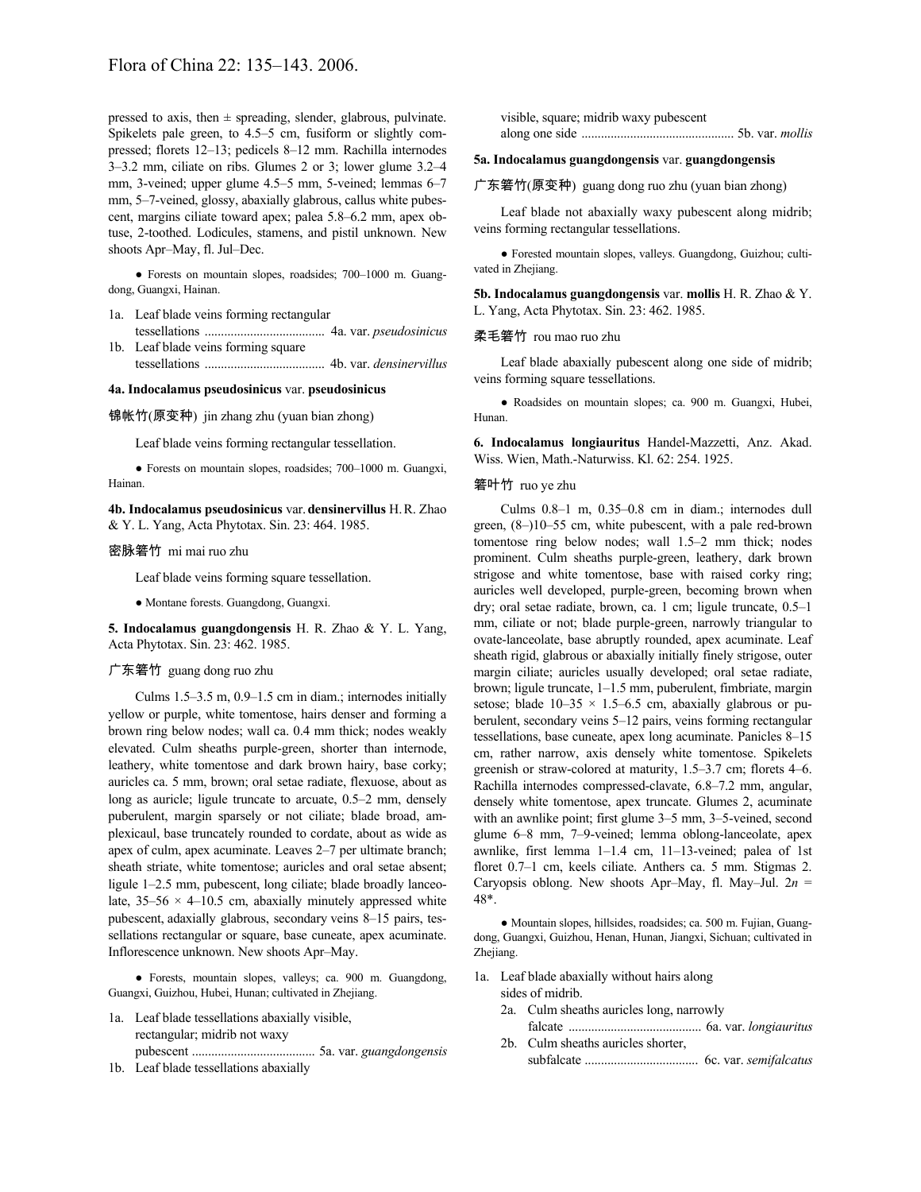pressed to axis, then ± spreading, slender, glabrous, pulvinate. Spikelets pale green, to 4.5–5 cm, fusiform or slightly compressed; florets 12–13; pedicels 8–12 mm. Rachilla internodes 3–3.2 mm, ciliate on ribs. Glumes 2 or 3; lower glume 3.2–4 mm, 3-veined; upper glume 4.5–5 mm, 5-veined; lemmas 6–7 mm, 5–7-veined, glossy, abaxially glabrous, callus white pubescent, margins ciliate toward apex; palea 5.8–6.2 mm, apex obtuse, 2-toothed. Lodicules, stamens, and pistil unknown. New shoots Apr–May, fl. Jul–Dec.

● Forests on mountain slopes, roadsides; 700–1000 m. Guangdong, Guangxi, Hainan.

1a. Leaf blade veins forming rectangular tessellations .................................... 4a. var. *pseudosinicus*
1b. Leaf blade veins forming square tessellations .................................... 4b. var. *densinervillus*

**4a. Indocalamus pseudosinicus** var. **pseudosinicus**

锦帐竹(原变种) jin zhang zhu (yuan bian zhong)

Leaf blade veins forming rectangular tessellation.

● Forests on mountain slopes, roadsides; 700–1000 m. Guangxi, Hainan.

**4b. Indocalamus pseudosinicus** var. **densinervillus** H. R. Zhao & Y. L. Yang, Acta Phytotax. Sin. 23: 464. 1985.

密脉箬竹 mi mai ruo zhu

Leaf blade veins forming square tessellation.

● Montane forests. Guangdong, Guangxi.

**5. Indocalamus guangdongensis** H. R. Zhao & Y. L. Yang, Acta Phytotax. Sin. 23: 462. 1985.

广东箬竹 guang dong ruo zhu

Culms 1.5–3.5 m, 0.9–1.5 cm in diam.; internodes initially yellow or purple, white tomentose, hairs denser and forming a brown ring below nodes; wall ca. 0.4 mm thick; nodes weakly elevated. Culm sheaths purple-green, shorter than internode, leathery, white tomentose and dark brown hairy, base corky; auricles ca. 5 mm, brown; oral setae radiate, flexuose, about as long as auricle; ligule truncate to arcuate, 0.5–2 mm, densely puberulent, margin sparsely or not ciliate; blade broad, amplexicaul, base truncately rounded to cordate, about as wide as apex of culm, apex acuminate. Leaves 2–7 per ultimate branch; sheath striate, white tomentose; auricles and oral setae absent; ligule 1–2.5 mm, pubescent, long ciliate; blade broadly lanceolate, 35–56 × 4–10.5 cm, abaxially minutely appressed white pubescent, adaxially glabrous, secondary veins 8–15 pairs, tessellations rectangular or square, base cuneate, apex acuminate. Inflorescence unknown. New shoots Apr–May.

● Forests, mountain slopes, valleys; ca. 900 m. Guangdong, Guangxi, Guizhou, Hubei, Hunan; cultivated in Zhejiang.

1a. Leaf blade tessellations abaxially visible, rectangular; midrib not waxy pubescent .................................... 5a. var. *guangdongensis*
1b. Leaf blade tessellations abaxially visible, square; midrib waxy pubescent along one side .............................................. 5b. var. *mollis*

**5a. Indocalamus guangdongensis** var. **guangdongensis**

广东箬竹(原变种) guang dong ruo zhu (yuan bian zhong)

Leaf blade not abaxially waxy pubescent along midrib; veins forming rectangular tessellations.

● Forested mountain slopes, valleys. Guangdong, Guizhou; cultivated in Zhejiang.

**5b. Indocalamus guangdongensis** var. **mollis** H. R. Zhao & Y. L. Yang, Acta Phytotax. Sin. 23: 462. 1985.

柔毛箬竹 rou mao ruo zhu

Leaf blade abaxially pubescent along one side of midrib; veins forming square tessellations.

● Roadsides on mountain slopes; ca. 900 m. Guangxi, Hubei, Hunan.

**6. Indocalamus longiauritus** Handel-Mazzetti, Anz. Akad. Wiss. Wien, Math.-Naturwiss. Kl. 62: 254. 1925.

箬叶竹 ruo ye zhu

Culms 0.8–1 m, 0.35–0.8 cm in diam.; internodes dull green, (8–)10–55 cm, white pubescent, with a pale red-brown tomentose ring below nodes; wall 1.5–2 mm thick; nodes prominent. Culm sheaths purple-green, leathery, dark brown strigose and white tomentose, base with raised corky ring; auricles well developed, purple-green, becoming brown when dry; oral setae radiate, brown, ca. 1 cm; ligule truncate, 0.5–1 mm, ciliate or not; blade purple-green, narrowly triangular to ovate-lanceolate, base abruptly rounded, apex acuminate. Leaf sheath rigid, glabrous or abaxially initially finely strigose, outer margin ciliate; auricles usually developed; oral setae radiate, brown; ligule truncate, 1–1.5 mm, puberulent, fimbriate, margin setose; blade 10–35 × 1.5–6.5 cm, abaxially glabrous or puberulent, secondary veins 5–12 pairs, veins forming rectangular tessellations, base cuneate, apex long acuminate. Panicles 8–15 cm, rather narrow, axis densely white tomentose. Spikelets greenish or straw-colored at maturity, 1.5–3.7 cm; florets 4–6. Rachilla internodes compressed-clavate, 6.8–7.2 mm, angular, densely white tomentose, apex truncate. Glumes 2, acuminate with an awnlike point; first glume 3–5 mm, 3–5-veined, second glume 6–8 mm, 7–9-veined; lemma oblong-lanceolate, apex awnlike, first lemma 1–1.4 cm, 11–13-veined; palea of 1st floret 0.7–1 cm, keels ciliate. Anthers ca. 5 mm. Stigmas 2. Caryopsis oblong. New shoots Apr–May, fl. May–Jul. $2n$ = 48*.

● Mountain slopes, hillsides, roadsides; ca. 500 m. Fujian, Guangdong, Guangxi, Guizhou, Henan, Hunan, Jiangxi, Sichuan; cultivated in Zhejiang.

1a. Leaf blade abaxially without hairs along sides of midrib.
  2a. Culm sheaths auricles long, narrowly falcate .......................................... 6a. var. *longiauritus*
  2b. Culm sheaths auricles shorter, subfalcate .................................... 6c. var. *semifalcatus*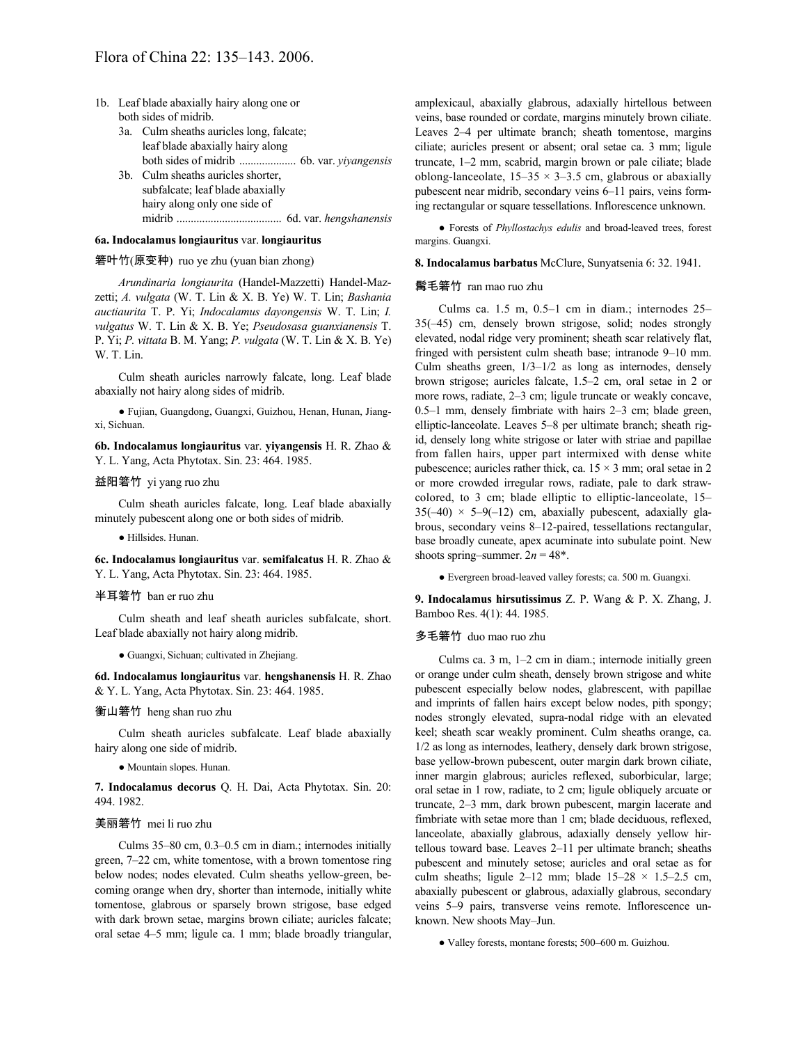1b. Leaf blade abaxially hairy along one or both sides of midrib.
   3a. Culm sheaths auricles long, falcate; leaf blade abaxially hairy along both sides of midrib .................... 6b. var. *yiyangensis*
   3b. Culm sheaths auricles shorter, subfalcate; leaf blade abaxially hairy along only one side of midrib .................................... 6d. var. *hengshanensis*

**6a. Indocalamus longiauritus** var. **longiauritus**

箬叶竹(原变种) ruo ye zhu (yuan bian zhong)

*Arundinaria longiaurita* (Handel-Mazzetti) Handel-Mazzetti; *A. vulgata* (W. T. Lin & X. B. Ye) W. T. Lin; *Bashania auctiaurita* T. P. Yi; *Indocalamus dayongensis* W. T. Lin; *I. vulgatus* W. T. Lin & X. B. Ye; *Pseudosasa guanxianensis* T. P. Yi; *P. vittata* B. M. Yang; *P. vulgata* (W. T. Lin & X. B. Ye) W. T. Lin.

Culm sheath auricles narrowly falcate, long. Leaf blade abaxially not hairy along sides of midrib.

● Fujian, Guangdong, Guangxi, Guizhou, Henan, Hunan, Jiangxi, Sichuan.

**6b. Indocalamus longiauritus** var. **yiyangensis** H. R. Zhao & Y. L. Yang, Acta Phytotax. Sin. 23: 464. 1985.

益阳箬竹 yi yang ruo zhu

Culm sheath auricles falcate, long. Leaf blade abaxially minutely pubescent along one or both sides of midrib.

● Hillsides. Hunan.

**6c. Indocalamus longiauritus** var. **semifalcatus** H. R. Zhao & Y. L. Yang, Acta Phytotax. Sin. 23: 464. 1985.

半耳箬竹 ban er ruo zhu

Culm sheath and leaf sheath auricles subfalcate, short. Leaf blade abaxially not hairy along midrib.

● Guangxi, Sichuan; cultivated in Zhejiang.

**6d. Indocalamus longiauritus** var. **hengshanensis** H. R. Zhao & Y. L. Yang, Acta Phytotax. Sin. 23: 464. 1985.

衡山箬竹 heng shan ruo zhu

Culm sheath auricles subfalcate. Leaf blade abaxially hairy along one side of midrib.

● Mountain slopes. Hunan.

**7. Indocalamus decorus** Q. H. Dai, Acta Phytotax. Sin. 20: 494. 1982.

美丽箬竹 mei li ruo zhu

Culms 35–80 cm, 0.3–0.5 cm in diam.; internodes initially green, 7–22 cm, white tomentose, with a brown tomentose ring below nodes; nodes elevated. Culm sheaths yellow-green, becoming orange when dry, shorter than internode, initially white tomentose, glabrous or sparsely brown strigose, base edged with dark brown setae, margins brown ciliate; auricles falcate; oral setae 4–5 mm; ligule ca. 1 mm; blade broadly triangular, amplexicaul, abaxially glabrous, adaxially hirtellous between veins, base rounded or cordate, margins minutely brown ciliate. Leaves 2–4 per ultimate branch; sheath tomentose, margins ciliate; auricles present or absent; oral setae ca. 3 mm; ligule truncate, 1–2 mm, scabrid, margin brown or pale ciliate; blade oblong-lanceolate, 15–35 × 3–3.5 cm, glabrous or abaxially pubescent near midrib, secondary veins 6–11 pairs, veins forming rectangular or square tessellations. Inflorescence unknown.

● Forests of *Phyllostachys edulis* and broad-leaved trees, forest margins. Guangxi.

**8. Indocalamus barbatus** McClure, Sunyatsenia 6: 32. 1941.

髯毛箬竹 ran mao ruo zhu

Culms ca. 1.5 m, 0.5–1 cm in diam.; internodes 25–35(–45) cm, densely brown strigose, solid; nodes strongly elevated, nodal ridge very prominent; sheath scar relatively flat, fringed with persistent culm sheath base; intranode 9–10 mm. Culm sheaths green, 1/3–1/2 as long as internodes, densely brown strigose; auricles falcate, 1.5–2 cm, oral setae in 2 or more rows, radiate, 2–3 cm; ligule truncate or weakly concave, 0.5–1 mm, densely fimbriate with hairs 2–3 cm; blade green, elliptic-lanceolate. Leaves 5–8 per ultimate branch; sheath rigid, densely long white strigose or later with striae and papillae from fallen hairs, upper part intermixed with dense white pubescence; auricles rather thick, ca. 15 × 3 mm; oral setae in 2 or more crowded irregular rows, radiate, pale to dark straw-colored, to 3 cm; blade elliptic to elliptic-lanceolate, 15–35(–40) × 5–9(–12) cm, abaxially pubescent, adaxially glabrous, secondary veins 8–12-paired, tessellations rectangular, base broadly cuneate, apex acuminate into subulate point. New shoots spring–summer. $2n = 48$*.

● Evergreen broad-leaved valley forests; ca. 500 m. Guangxi.

**9. Indocalamus hirsutissimus** Z. P. Wang & P. X. Zhang, J. Bamboo Res. 4(1): 44. 1985.

多毛箬竹 duo mao ruo zhu

Culms ca. 3 m, 1–2 cm in diam.; internode initially green or orange under culm sheath, densely brown strigose and white pubescent especially below nodes, glabrescent, with papillae and imprints of fallen hairs except below nodes, pith spongy; nodes strongly elevated, supra-nodal ridge with an elevated keel; sheath scar weakly prominent. Culm sheaths orange, ca. 1/2 as long as internodes, leathery, densely dark brown strigose, base yellow-brown pubescent, outer margin dark brown ciliate, inner margin glabrous; auricles reflexed, suborbicular, large; oral setae in 1 row, radiate, to 2 cm; ligule obliquely arcuate or truncate, 2–3 mm, dark brown pubescent, margin lacerate and fimbriate with setae more than 1 cm; blade deciduous, reflexed, lanceolate, abaxially glabrous, adaxially densely yellow hirtellous toward base. Leaves 2–11 per ultimate branch; sheaths pubescent and minutely setose; auricles and oral setae as for culm sheaths; ligule 2–12 mm; blade 15–28 × 1.5–2.5 cm, abaxially pubescent or glabrous, adaxially glabrous, secondary veins 5–9 pairs, transverse veins remote. Inflorescence unknown. New shoots May–Jun.

● Valley forests, montane forests; 500–600 m. Guizhou.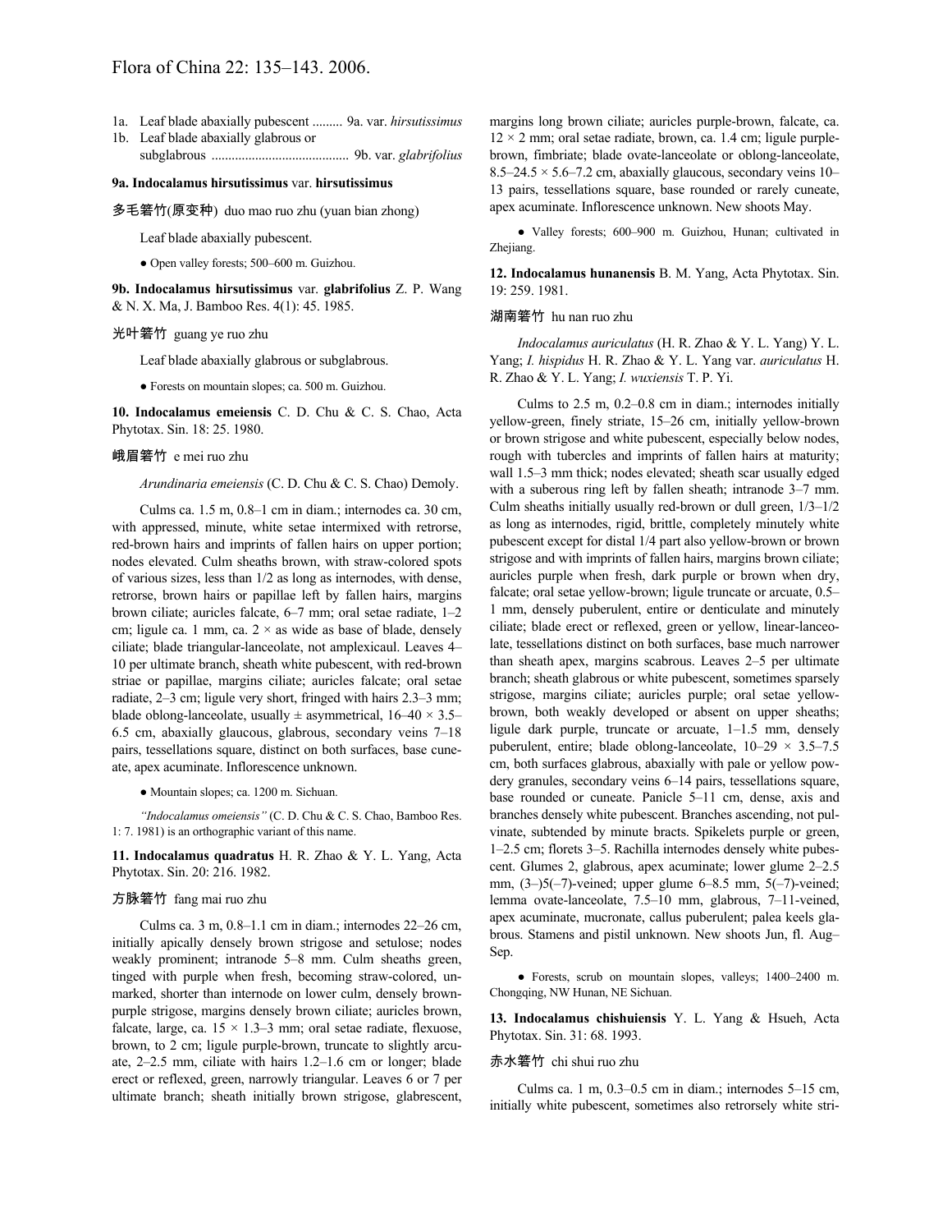1a. Leaf blade abaxially pubescent ......... 9a. var. *hirsutissimus*
1b. Leaf blade abaxially glabrous or subglabrous ........................................ 9b. var. *glabrifolius*

**9a. Indocalamus hirsutissimus** var. **hirsutissimus**

多毛箬竹(原变种) duo mao ruo zhu (yuan bian zhong)

Leaf blade abaxially pubescent.

● Open valley forests; 500–600 m. Guizhou.

**9b. Indocalamus hirsutissimus** var. **glabrifolius** Z. P. Wang & N. X. Ma, J. Bamboo Res. 4(1): 45. 1985.

光叶箬竹 guang ye ruo zhu

Leaf blade abaxially glabrous or subglabrous.

● Forests on mountain slopes; ca. 500 m. Guizhou.

**10. Indocalamus emeiensis** C. D. Chu & C. S. Chao, Acta Phytotax. Sin. 18: 25. 1980.

峨眉箬竹 e mei ruo zhu

*Arundinaria emeiensis* (C. D. Chu & C. S. Chao) Demoly.

Culms ca. 1.5 m, 0.8–1 cm in diam.; internodes ca. 30 cm, with appressed, minute, white setae intermixed with retrorse, red-brown hairs and imprints of fallen hairs on upper portion; nodes elevated. Culm sheaths brown, with straw-colored spots of various sizes, less than 1/2 as long as internodes, with dense, retrorse, brown hairs or papillae left by fallen hairs, margins brown ciliate; auricles falcate, 6–7 mm; oral setae radiate, 1–2 cm; ligule ca. 1 mm, ca. 2 × as wide as base of blade, densely ciliate; blade triangular-lanceolate, not amplexicaul. Leaves 4–10 per ultimate branch, sheath white pubescent, with red-brown striae or papillae, margins ciliate; auricles falcate; oral setae radiate, 2–3 cm; ligule very short, fringed with hairs 2.3–3 mm; blade oblong-lanceolate, usually ± asymmetrical, 16–40 × 3.5–6.5 cm, abaxially glaucous, glabrous, secondary veins 7–18 pairs, tessellations square, distinct on both surfaces, base cuneate, apex acuminate. Inflorescence unknown.

● Mountain slopes; ca. 1200 m. Sichuan.

*"Indocalamus omeiensis"* (C. D. Chu & C. S. Chao, Bamboo Res. 1: 7. 1981) is an orthographic variant of this name.

**11. Indocalamus quadratus** H. R. Zhao & Y. L. Yang, Acta Phytotax. Sin. 20: 216. 1982.

方脉箬竹 fang mai ruo zhu

Culms ca. 3 m, 0.8–1.1 cm in diam.; internodes 22–26 cm, initially apically densely brown strigose and setulose; nodes weakly prominent; intranode 5–8 mm. Culm sheaths green, tinged with purple when fresh, becoming straw-colored, unmarked, shorter than internode on lower culm, densely brown-purple strigose, margins densely brown ciliate; auricles brown, falcate, large, ca. 15 × 1.3–3 mm; oral setae radiate, flexuose, brown, to 2 cm; ligule purple-brown, truncate to slightly arcuate, 2–2.5 mm, ciliate with hairs 1.2–1.6 cm or longer; blade erect or reflexed, green, narrowly triangular. Leaves 6 or 7 per ultimate branch; sheath initially brown strigose, glabrescent, margins long brown ciliate; auricles purple-brown, falcate, ca. 12 × 2 mm; oral setae radiate, brown, ca. 1.4 cm; ligule purple-brown, fimbriate; blade ovate-lanceolate or oblong-lanceolate, 8.5–24.5 × 5.6–7.2 cm, abaxially glaucous, secondary veins 10–13 pairs, tessellations square, base rounded or rarely cuneate, apex acuminate. Inflorescence unknown. New shoots May.

● Valley forests; 600–900 m. Guizhou, Hunan; cultivated in Zhejiang.

**12. Indocalamus hunanensis** B. M. Yang, Acta Phytotax. Sin. 19: 259. 1981.

湖南箬竹 hu nan ruo zhu

*Indocalamus auriculatus* (H. R. Zhao & Y. L. Yang) Y. L. Yang; *I. hispidus* H. R. Zhao & Y. L. Yang var. *auriculatus* H. R. Zhao & Y. L. Yang; *I. wuxiensis* T. P. Yi.

Culms to 2.5 m, 0.2–0.8 cm in diam.; internodes initially yellow-green, finely striate, 15–26 cm, initially yellow-brown or brown strigose and white pubescent, especially below nodes, rough with tubercles and imprints of fallen hairs at maturity; wall 1.5–3 mm thick; nodes elevated; sheath scar usually edged with a suberous ring left by fallen sheath; intranode 3–7 mm. Culm sheaths initially usually red-brown or dull green, 1/3–1/2 as long as internodes, rigid, brittle, completely minutely white pubescent except for distal 1/4 part also yellow-brown or brown strigose and with imprints of fallen hairs, margins brown ciliate; auricles purple when fresh, dark purple or brown when dry, falcate; oral setae yellow-brown; ligule truncate or arcuate, 0.5–1 mm, densely puberulent, entire or denticulate and minutely ciliate; blade erect or reflexed, green or yellow, linear-lanceolate, tessellations distinct on both surfaces, base much narrower than sheath apex, margins scabrous. Leaves 2–5 per ultimate branch; sheath glabrous or white pubescent, sometimes sparsely strigose, margins ciliate; auricles purple; oral setae yellow-brown, both weakly developed or absent on upper sheaths; ligule dark purple, truncate or arcuate, 1–1.5 mm, densely puberulent, entire; blade oblong-lanceolate, 10–29 × 3.5–7.5 cm, both surfaces glabrous, abaxially with pale or yellow powdery granules, secondary veins 6–14 pairs, tessellations square, base rounded or cuneate. Panicle 5–11 cm, dense, axis and branches densely white pubescent. Branches ascending, not pulvinate, subtended by minute bracts. Spikelets purple or green, 1–2.5 cm; florets 3–5. Rachilla internodes densely white pubescent. Glumes 2, glabrous, apex acuminate; lower glume 2–2.5 mm, (3–)5(–7)-veined; upper glume 6–8.5 mm, 5(–7)-veined; lemma ovate-lanceolate, 7.5–10 mm, glabrous, 7–11-veined, apex acuminate, mucronate, callus puberulent; palea keels glabrous. Stamens and pistil unknown. New shoots Jun, fl. Aug–Sep.

● Forests, scrub on mountain slopes, valleys; 1400–2400 m. Chongqing, NW Hunan, NE Sichuan.

**13. Indocalamus chishuiensis** Y. L. Yang & Hsueh, Acta Phytotax. Sin. 31: 68. 1993.

赤水箬竹 chi shui ruo zhu

Culms ca. 1 m, 0.3–0.5 cm in diam.; internodes 5–15 cm, initially white pubescent, sometimes also retrorsely white stri-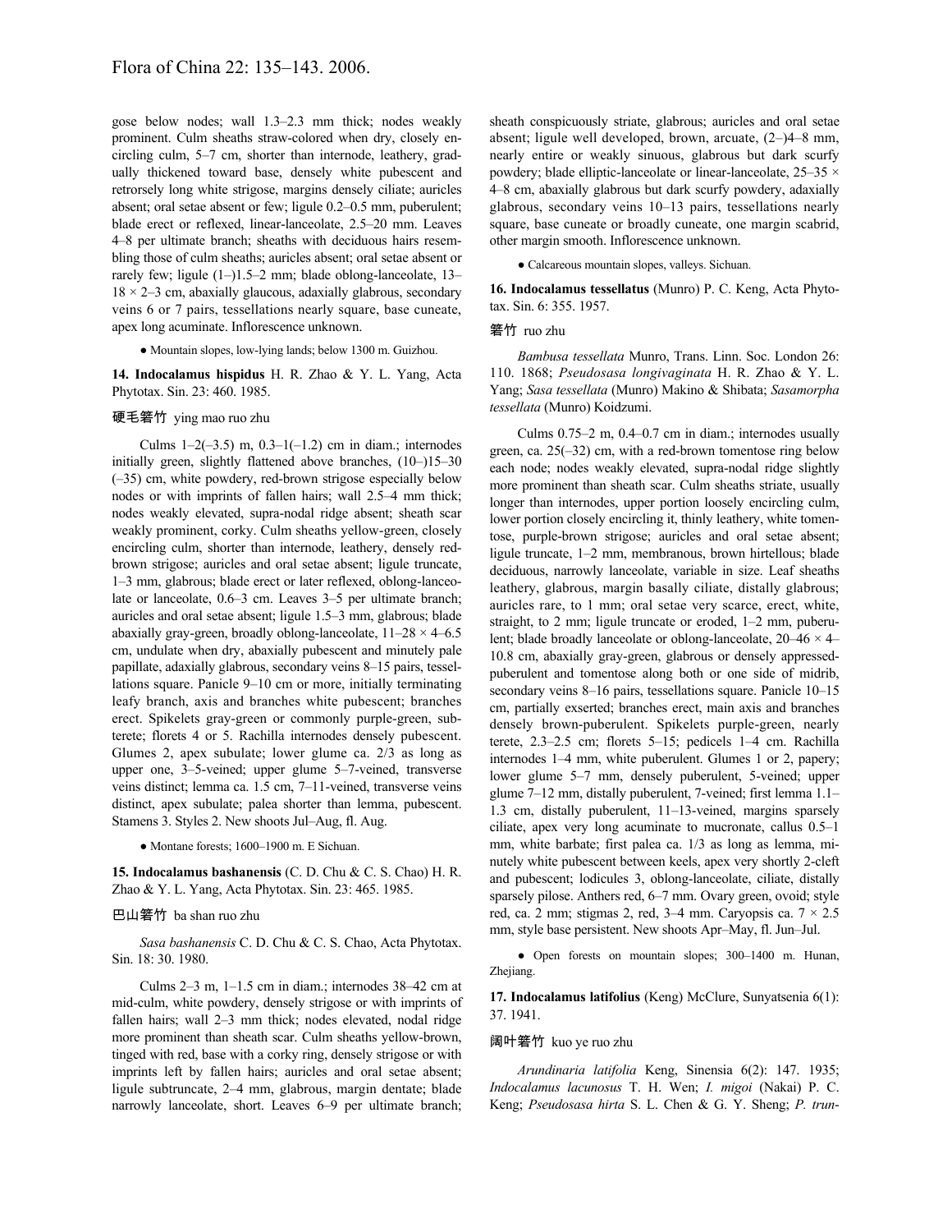gose below nodes; wall 1.3–2.3 mm thick; nodes weakly prominent. Culm sheaths straw-colored when dry, closely encircling culm, 5–7 cm, shorter than internode, leathery, gradually thickened toward base, densely white pubescent and retrorsely long white strigose, margins densely ciliate; auricles absent; oral setae absent or few; ligule 0.2–0.5 mm, puberulent; blade erect or reflexed, linear-lanceolate, 2.5–20 mm. Leaves 4–8 per ultimate branch; sheaths with deciduous hairs resembling those of culm sheaths; auricles absent; oral setae absent or rarely few; ligule (1–)1.5–2 mm; blade oblong-lanceolate, 13–18 × 2–3 cm, abaxially glaucous, adaxially glabrous, secondary veins 6 or 7 pairs, tessellations nearly square, base cuneate, apex long acuminate. Inflorescence unknown.

● Mountain slopes, low-lying lands; below 1300 m. Guizhou.

**14. Indocalamus hispidus** H. R. Zhao & Y. L. Yang, Acta Phytotax. Sin. 23: 460. 1985.

硬毛箬竹 ying mao ruo zhu

Culms 1–2(–3.5) m, 0.3–1(–1.2) cm in diam.; internodes initially green, slightly flattened above branches, (10–)15–30 (–35) cm, white powdery, red-brown strigose especially below nodes or with imprints of fallen hairs; wall 2.5–4 mm thick; nodes weakly elevated, supra-nodal ridge absent; sheath scar weakly prominent, corky. Culm sheaths yellow-green, closely encircling culm, shorter than internode, leathery, densely red-brown strigose; auricles and oral setae absent; ligule truncate, 1–3 mm, glabrous; blade erect or later reflexed, oblong-lanceolate or lanceolate, 0.6–3 cm. Leaves 3–5 per ultimate branch; auricles and oral setae absent; ligule 1.5–3 mm, glabrous; blade abaxially gray-green, broadly oblong-lanceolate, 11–28 × 4–6.5 cm, undulate when dry, abaxially pubescent and minutely pale papillate, adaxially glabrous, secondary veins 8–15 pairs, tessellations square. Panicle 9–10 cm or more, initially terminating leafy branch, axis and branches white pubescent; branches erect. Spikelets gray-green or commonly purple-green, subterete; florets 4 or 5. Rachilla internodes densely pubescent. Glumes 2, apex subulate; lower glume ca. 2/3 as long as upper one, 3–5-veined; upper glume 5–7-veined, transverse veins distinct; lemma ca. 1.5 cm, 7–11-veined, transverse veins distinct, apex subulate; palea shorter than lemma, pubescent. Stamens 3. Styles 2. New shoots Jul–Aug, fl. Aug.

● Montane forests; 1600–1900 m. E Sichuan.

**15. Indocalamus bashanensis** (C. D. Chu & C. S. Chao) H. R. Zhao & Y. L. Yang, Acta Phytotax. Sin. 23: 465. 1985.

巴山箬竹 ba shan ruo zhu

*Sasa bashanensis* C. D. Chu & C. S. Chao, Acta Phytotax. Sin. 18: 30. 1980.

Culms 2–3 m, 1–1.5 cm in diam.; internodes 38–42 cm at mid-culm, white powdery, densely strigose or with imprints of fallen hairs; wall 2–3 mm thick; nodes elevated, nodal ridge more prominent than sheath scar. Culm sheaths yellow-brown, tinged with red, base with a corky ring, densely strigose or with imprints left by fallen hairs; auricles and oral setae absent; ligule subtruncate, 2–4 mm, glabrous, margin dentate; blade narrowly lanceolate, short. Leaves 6–9 per ultimate branch; sheath conspicuously striate, glabrous; auricles and oral setae absent; ligule well developed, brown, arcuate, (2–)4–8 mm, nearly entire or weakly sinuous, glabrous but dark scurfy powdery; blade elliptic-lanceolate or linear-lanceolate, 25–35 × 4–8 cm, abaxially glabrous but dark scurfy powdery, adaxially glabrous, secondary veins 10–13 pairs, tessellations nearly square, base cuneate or broadly cuneate, one margin scabrid, other margin smooth. Inflorescence unknown.

● Calcareous mountain slopes, valleys. Sichuan.

**16. Indocalamus tessellatus** (Munro) P. C. Keng, Acta Phytotax. Sin. 6: 355. 1957.

箬竹 ruo zhu

*Bambusa tessellata* Munro, Trans. Linn. Soc. London 26: 110. 1868; *Pseudosasa longivaginata* H. R. Zhao & Y. L. Yang; *Sasa tessellata* (Munro) Makino & Shibata; *Sasamorpha tessellata* (Munro) Koidzumi.

Culms 0.75–2 m, 0.4–0.7 cm in diam.; internodes usually green, ca. 25(–32) cm, with a red-brown tomentose ring below each node; nodes weakly elevated, supra-nodal ridge slightly more prominent than sheath scar. Culm sheaths striate, usually longer than internodes, upper portion loosely encircling culm, lower portion closely encircling it, thinly leathery, white tomentose, purple-brown strigose; auricles and oral setae absent; ligule truncate, 1–2 mm, membranous, brown hirtellous; blade deciduous, narrowly lanceolate, variable in size. Leaf sheaths leathery, glabrous, margin basally ciliate, distally glabrous; auricles rare, to 1 mm; oral setae very scarce, erect, white, straight, to 2 mm; ligule truncate or eroded, 1–2 mm, puberulent; blade broadly lanceolate or oblong-lanceolate, 20–46 × 4–10.8 cm, abaxially gray-green, glabrous or densely appressed-puberulent and tomentose along both or one side of midrib, secondary veins 8–16 pairs, tessellations square. Panicle 10–15 cm, partially exserted; branches erect, main axis and branches densely brown-puberulent. Spikelets purple-green, nearly terete, 2.3–2.5 cm; florets 5–15; pedicels 1–4 cm. Rachilla internodes 1–4 mm, white puberulent. Glumes 1 or 2, papery; lower glume 5–7 mm, densely puberulent, 5-veined; upper glume 7–12 mm, distally puberulent, 7-veined; first lemma 1.1–1.3 cm, distally puberulent, 11–13-veined, margins sparsely ciliate, apex very long acuminate to mucronate, callus 0.5–1 mm, white barbate; first palea ca. 1/3 as long as lemma, minutely white pubescent between keels, apex very shortly 2-cleft and pubescent; lodicules 3, oblong-lanceolate, ciliate, distally sparsely pilose. Anthers red, 6–7 mm. Ovary green, ovoid; style red, ca. 2 mm; stigmas 2, red, 3–4 mm. Caryopsis ca. 7 × 2.5 mm, style base persistent. New shoots Apr–May, fl. Jun–Jul.

● Open forests on mountain slopes; 300–1400 m. Hunan, Zhejiang.

**17. Indocalamus latifolius** (Keng) McClure, Sunyatsenia 6(1): 37. 1941.

阔叶箬竹 kuo ye ruo zhu

*Arundinaria latifolia* Keng, Sinensia 6(2): 147. 1935; *Indocalamus lacunosus* T. H. Wen; *I. migoi* (Nakai) P. C. Keng; *Pseudosasa hirta* S. L. Chen & G. Y. Sheng; *P. trun-*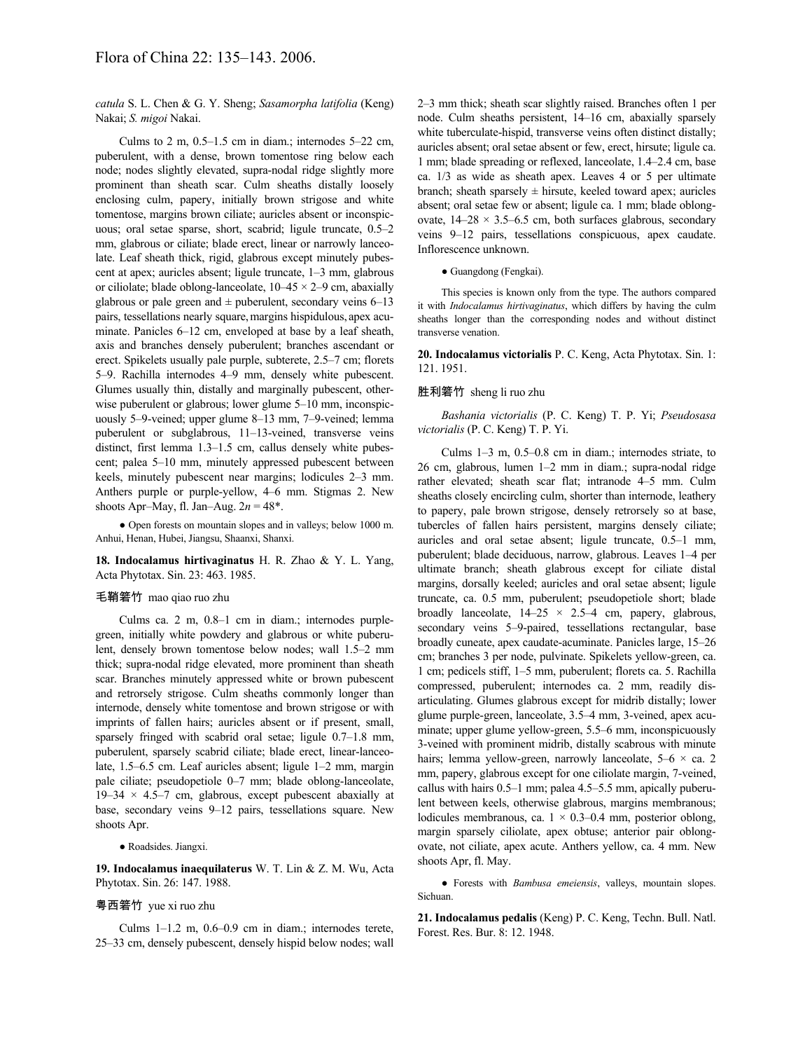*catula* S. L. Chen & G. Y. Sheng; *Sasamorpha latifolia* (Keng) Nakai; *S. migoi* Nakai.

Culms to 2 m, 0.5–1.5 cm in diam.; internodes 5–22 cm, puberulent, with a dense, brown tomentose ring below each node; nodes slightly elevated, supra-nodal ridge slightly more prominent than sheath scar. Culm sheaths distally loosely enclosing culm, papery, initially brown strigose and white tomentose, margins brown ciliate; auricles absent or inconspicuous; oral setae sparse, short, scabrid; ligule truncate, 0.5–2 mm, glabrous or ciliate; blade erect, linear or narrowly lanceolate. Leaf sheath thick, rigid, glabrous except minutely pubescent at apex; auricles absent; ligule truncate, 1–3 mm, glabrous or ciliolate; blade oblong-lanceolate, 10–45 × 2–9 cm, abaxially glabrous or pale green and ± puberulent, secondary veins 6–13 pairs, tessellations nearly square, margins hispidulous, apex acuminate. Panicles 6–12 cm, enveloped at base by a leaf sheath, axis and branches densely puberulent; branches ascendant or erect. Spikelets usually pale purple, subterete, 2.5–7 cm; florets 5–9. Rachilla internodes 4–9 mm, densely white pubescent. Glumes usually thin, distally and marginally pubescent, otherwise puberulent or glabrous; lower glume 5–10 mm, inconspicuously 5–9-veined; upper glume 8–13 mm, 7–9-veined; lemma puberulent or subglabrous, 11–13-veined, transverse veins distinct, first lemma 1.3–1.5 cm, callus densely white pubescent; palea 5–10 mm, minutely appressed pubescent between keels, minutely pubescent near margins; lodicules 2–3 mm. Anthers purple or purple-yellow, 4–6 mm. Stigmas 2. New shoots Apr–May, fl. Jan–Aug. 2*n* = 48*.

● Open forests on mountain slopes and in valleys; below 1000 m. Anhui, Henan, Hubei, Jiangsu, Shaanxi, Shanxi.

**18. Indocalamus hirtivaginatus** H. R. Zhao & Y. L. Yang, Acta Phytotax. Sin. 23: 463. 1985.

毛鞘箬竹 mao qiao ruo zhu

Culms ca. 2 m, 0.8–1 cm in diam.; internodes purple-green, initially white powdery and glabrous or white puberulent, densely brown tomentose below nodes; wall 1.5–2 mm thick; supra-nodal ridge elevated, more prominent than sheath scar. Branches minutely appressed white or brown pubescent and retrorsely strigose. Culm sheaths commonly longer than internode, densely white tomentose and brown strigose or with imprints of fallen hairs; auricles absent or if present, small, sparsely fringed with scabrid oral setae; ligule 0.7–1.8 mm, puberulent, sparsely scabrid ciliate; blade erect, linear-lanceolate, 1.5–6.5 cm. Leaf auricles absent; ligule 1–2 mm, margin pale ciliate; pseudopetiole 0–7 mm; blade oblong-lanceolate, 19–34 × 4.5–7 cm, glabrous, except pubescent abaxially at base, secondary veins 9–12 pairs, tessellations square. New shoots Apr.

● Roadsides. Jiangxi.

**19. Indocalamus inaequilaterus** W. T. Lin & Z. M. Wu, Acta Phytotax. Sin. 26: 147. 1988.

粤西箬竹 yue xi ruo zhu

Culms 1–1.2 m, 0.6–0.9 cm in diam.; internodes terete, 25–33 cm, densely pubescent, densely hispid below nodes; wall 2–3 mm thick; sheath scar slightly raised. Branches often 1 per node. Culm sheaths persistent, 14–16 cm, abaxially sparsely white tuberculate-hispid, transverse veins often distinct distally; auricles absent; oral setae absent or few, erect, hirsute; ligule ca. 1 mm; blade spreading or reflexed, lanceolate, 1.4–2.4 cm, base ca. 1/3 as wide as sheath apex. Leaves 4 or 5 per ultimate branch; sheath sparsely ± hirsute, keeled toward apex; auricles absent; oral setae few or absent; ligule ca. 1 mm; blade oblong-ovate, 14–28 × 3.5–6.5 cm, both surfaces glabrous, secondary veins 9–12 pairs, tessellations conspicuous, apex caudate. Inflorescence unknown.

● Guangdong (Fengkai).

This species is known only from the type. The authors compared it with *Indocalamus hirtivaginatus*, which differs by having the culm sheaths longer than the corresponding nodes and without distinct transverse venation.

**20. Indocalamus victorialis** P. C. Keng, Acta Phytotax. Sin. 1: 121. 1951.

胜利箬竹 sheng li ruo zhu

*Bashania victorialis* (P. C. Keng) T. P. Yi; *Pseudosasa victorialis* (P. C. Keng) T. P. Yi.

Culms 1–3 m, 0.5–0.8 cm in diam.; internodes striate, to 26 cm, glabrous, lumen 1–2 mm in diam.; supra-nodal ridge rather elevated; sheath scar flat; intranode 4–5 mm. Culm sheaths closely encircling culm, shorter than internode, leathery to papery, pale brown strigose, densely retrorsely so at base, tubercles of fallen hairs persistent, margins densely ciliate; auricles and oral setae absent; ligule truncate, 0.5–1 mm, puberulent; blade deciduous, narrow, glabrous. Leaves 1–4 per ultimate branch; sheath glabrous except for ciliate distal margins, dorsally keeled; auricles and oral setae absent; ligule truncate, ca. 0.5 mm, puberulent; pseudopetiole short; blade broadly lanceolate, 14–25 × 2.5–4 cm, papery, glabrous, secondary veins 5–9-paired, tessellations rectangular, base broadly cuneate, apex caudate-acuminate. Panicles large, 15–26 cm; branches 3 per node, pulvinate. Spikelets yellow-green, ca. 1 cm; pedicels stiff, 1–5 mm, puberulent; florets ca. 5. Rachilla compressed, puberulent; internodes ca. 2 mm, readily disarticulating. Glumes glabrous except for midrib distally; lower glume purple-green, lanceolate, 3.5–4 mm, 3-veined, apex acuminate; upper glume yellow-green, 5.5–6 mm, inconspicuously 3-veined with prominent midrib, distally scabrous with minute hairs; lemma yellow-green, narrowly lanceolate, 5–6 × ca. 2 mm, papery, glabrous except for one ciliolate margin, 7-veined, callus with hairs 0.5–1 mm; palea 4.5–5.5 mm, apically puberulent between keels, otherwise glabrous, margins membranous; lodicules membranous, ca. 1 × 0.3–0.4 mm, posterior oblong, margin sparsely ciliolate, apex obtuse; anterior pair oblong-ovate, not ciliate, apex acute. Anthers yellow, ca. 4 mm. New shoots Apr, fl. May.

● Forests with *Bambusa emeiensis*, valleys, mountain slopes. Sichuan.

**21. Indocalamus pedalis** (Keng) P. C. Keng, Techn. Bull. Natl. Forest. Res. Bur. 8: 12. 1948.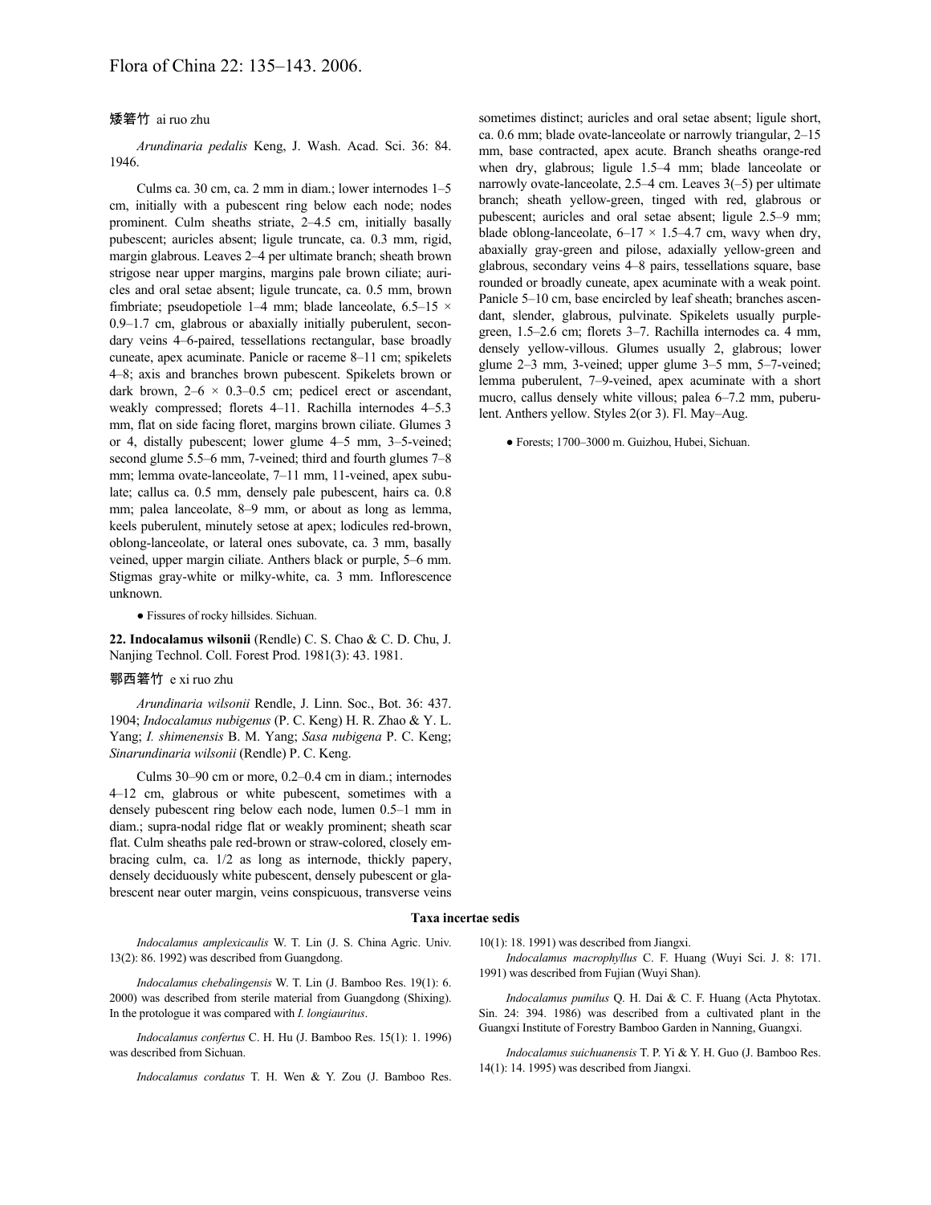矮箬竹 ai ruo zhu

*Arundinaria pedalis* Keng, J. Wash. Acad. Sci. 36: 84. 1946.

Culms ca. 30 cm, ca. 2 mm in diam.; lower internodes 1–5 cm, initially with a pubescent ring below each node; nodes prominent. Culm sheaths striate, 2–4.5 cm, initially basally pubescent; auricles absent; ligule truncate, ca. 0.3 mm, rigid, margin glabrous. Leaves 2–4 per ultimate branch; sheath brown strigose near upper margins, margins pale brown ciliate; auricles and oral setae absent; ligule truncate, ca. 0.5 mm, brown fimbriate; pseudopetiole 1–4 mm; blade lanceolate, 6.5–15 × 0.9–1.7 cm, glabrous or abaxially initially puberulent, secondary veins 4–6-paired, tessellations rectangular, base broadly cuneate, apex acuminate. Panicle or raceme 8–11 cm; spikelets 4–8; axis and branches brown pubescent. Spikelets brown or dark brown, 2–6 × 0.3–0.5 cm; pedicel erect or ascendant, weakly compressed; florets 4–11. Rachilla internodes 4–5.3 mm, flat on side facing floret, margins brown ciliate. Glumes 3 or 4, distally pubescent; lower glume 4–5 mm, 3–5-veined; second glume 5.5–6 mm, 7-veined; third and fourth glumes 7–8 mm; lemma ovate-lanceolate, 7–11 mm, 11-veined, apex subulate; callus ca. 0.5 mm, densely pale pubescent, hairs ca. 0.8 mm; palea lanceolate, 8–9 mm, or about as long as lemma, keels puberulent, minutely setose at apex; lodicules red-brown, oblong-lanceolate, or lateral ones subovate, ca. 3 mm, basally veined, upper margin ciliate. Anthers black or purple, 5–6 mm. Stigmas gray-white or milky-white, ca. 3 mm. Inflorescence unknown.

● Fissures of rocky hillsides. Sichuan.

**22. Indocalamus wilsonii** (Rendle) C. S. Chao & C. D. Chu, J. Nanjing Technol. Coll. Forest Prod. 1981(3): 43. 1981.

鄂西箬竹 e xi ruo zhu

*Arundinaria wilsonii* Rendle, J. Linn. Soc., Bot. 36: 437. 1904; *Indocalamus nubigenus* (P. C. Keng) H. R. Zhao & Y. L. Yang; *I. shimenensis* B. M. Yang; *Sasa nubigena* P. C. Keng; *Sinarundinaria wilsonii* (Rendle) P. C. Keng.

Culms 30–90 cm or more, 0.2–0.4 cm in diam.; internodes 4–12 cm, glabrous or white pubescent, sometimes with a densely pubescent ring below each node, lumen 0.5–1 mm in diam.; supra-nodal ridge flat or weakly prominent; sheath scar flat. Culm sheaths pale red-brown or straw-colored, closely embracing culm, ca. 1/2 as long as internode, thickly papery, densely deciduously white pubescent, densely pubescent or glabrescent near outer margin, veins conspicuous, transverse veins sometimes distinct; auricles and oral setae absent; ligule short, ca. 0.6 mm; blade ovate-lanceolate or narrowly triangular, 2–15 mm, base contracted, apex acute. Branch sheaths orange-red when dry, glabrous; ligule 1.5–4 mm; blade lanceolate or narrowly ovate-lanceolate, 2.5–4 cm. Leaves 3(–5) per ultimate branch; sheath yellow-green, tinged with red, glabrous or pubescent; auricles and oral setae absent; ligule 2.5–9 mm; blade oblong-lanceolate, 6–17 × 1.5–4.7 cm, wavy when dry, abaxially gray-green and pilose, adaxially yellow-green and glabrous, secondary veins 4–8 pairs, tessellations square, base rounded or broadly cuneate, apex acuminate with a weak point. Panicle 5–10 cm, base encircled by leaf sheath; branches ascendant, slender, glabrous, pulvinate. Spikelets usually purple-green, 1.5–2.6 cm; florets 3–7. Rachilla internodes ca. 4 mm, densely yellow-villous. Glumes usually 2, glabrous; lower glume 2–3 mm, 3-veined; upper glume 3–5 mm, 5–7-veined; lemma puberulent, 7–9-veined, apex acuminate with a short mucro, callus densely white villous; palea 6–7.2 mm, puberulent. Anthers yellow. Styles 2(or 3). Fl. May–Aug.

● Forests; 1700–3000 m. Guizhou, Hubei, Sichuan.

**Taxa incertae sedis**

*Indocalamus amplexicaulis* W. T. Lin (J. S. China Agric. Univ. 13(2): 86. 1992) was described from Guangdong.

*Indocalamus chebalingensis* W. T. Lin (J. Bamboo Res. 19(1): 6. 2000) was described from sterile material from Guangdong (Shixing). In the protologue it was compared with *I. longiauritus*.

*Indocalamus confertus* C. H. Hu (J. Bamboo Res. 15(1): 1. 1996) was described from Sichuan.

*Indocalamus cordatus* T. H. Wen & Y. Zou (J. Bamboo Res. 10(1): 18. 1991) was described from Jiangxi.

*Indocalamus macrophyllus* C. F. Huang (Wuyi Sci. J. 8: 171. 1991) was described from Fujian (Wuyi Shan).

*Indocalamus pumilus* Q. H. Dai & C. F. Huang (Acta Phytotax. Sin. 24: 394. 1986) was described from a cultivated plant in the Guangxi Institute of Forestry Bamboo Garden in Nanning, Guangxi.

*Indocalamus suichuanensis* T. P. Yi & Y. H. Guo (J. Bamboo Res. 14(1): 14. 1995) was described from Jiangxi.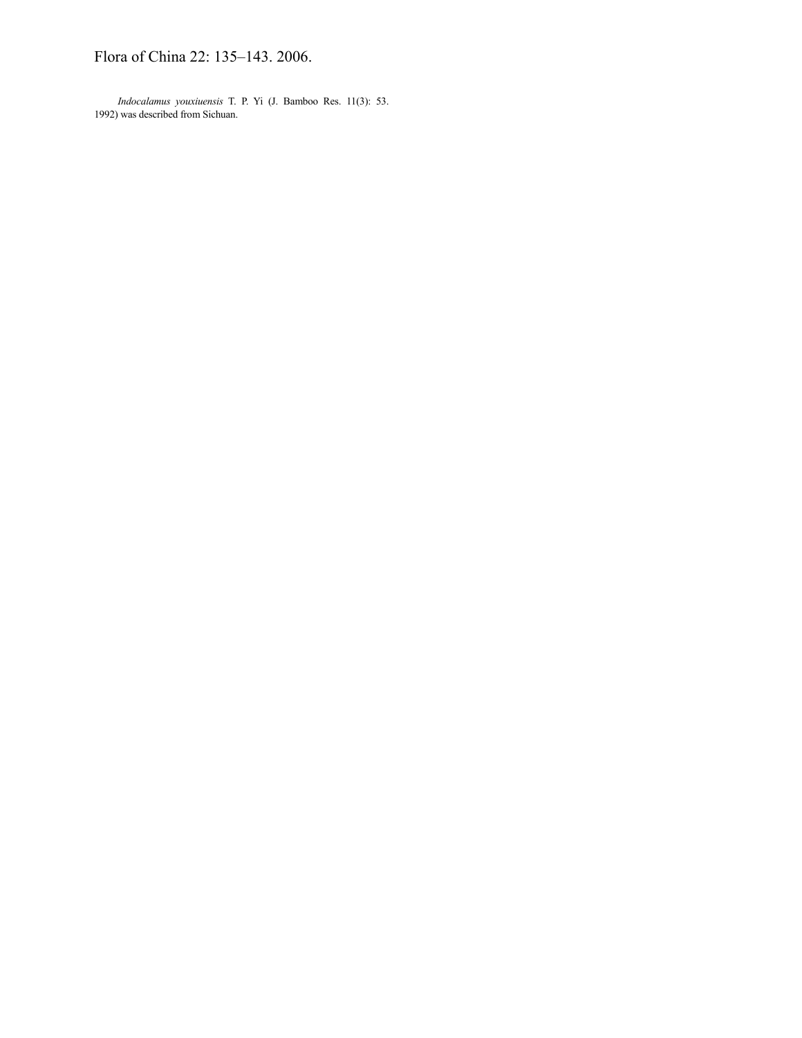*Indocalamus youxiuensis* T. P. Yi (J. Bamboo Res. 11(3): 53. 1992) was described from Sichuan.